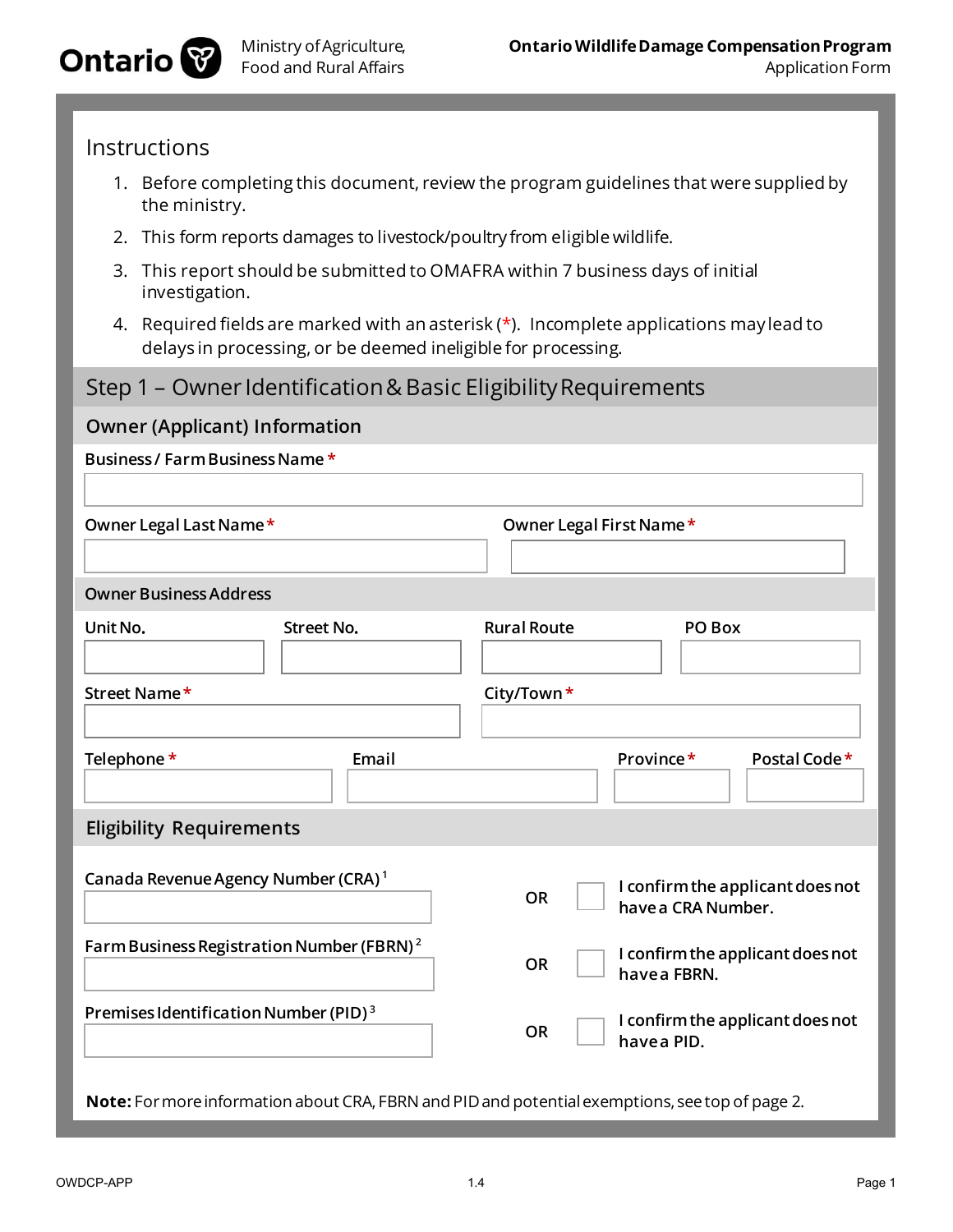Ontario | Ministry of Agriculture, Food and Rural Affairs

**Ontario Wildlife Damage Compensation Program**
Application Form

## Instructions

1. Before completing this document, review the program guidelines that were supplied by the ministry.
2. This form reports damages to livestock/poultry from eligible wildlife.
3. This report should be submitted to OMAFRA within 7 business days of initial investigation.
4. Required fields are marked with an asterisk (*). Incomplete applications may lead to delays in processing, or be deemed ineligible for processing.

## Step 1 – Owner Identification & Basic Eligibility Requirements

### Owner (Applicant) Information

Business / Farm Business Name *

Owner Legal Last Name *

Owner Legal First Name *

#### Owner Business Address

Unit No.

Street No.

Rural Route

PO Box

Street Name *

City/Town *

Telephone *

Email

Province *

Postal Code *

### Eligibility Requirements

Canada Revenue Agency Number (CRA) [1] OR ☐ I confirm the applicant does not have a CRA Number.

Farm Business Registration Number (FBRN) [2] OR ☐ I confirm the applicant does not have a FBRN.

Premises Identification Number (PID) [3] OR ☐ I confirm the applicant does not have a PID.

**Note:** For more information about CRA, FBRN and PID and potential exemptions, see top of page 2.

OWDCP-APP 1.4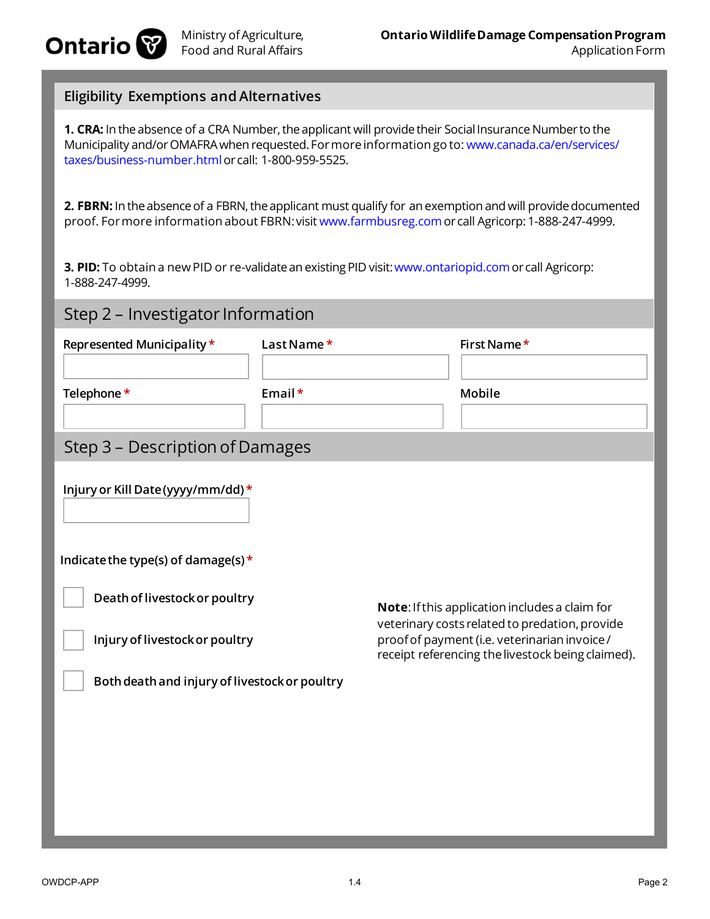## Eligibility Exemptions and Alternatives

**1. CRA:** In the absence of a CRA Number, the applicant will provide their Social Insurance Number to the Municipality and/or OMAFRA when requested. For more information go to: www.canada.ca/en/services/taxes/business-number.html or call: 1-800-959-5525.

**2. FBRN:** In the absence of a FBRN, the applicant must qualify for an exemption and will provide documented proof. For more information about FBRN: visit www.farmbusreg.com or call Agricorp: 1-888-247-4999.

**3. PID:** To obtain a new PID or re-validate an existing PID visit: www.ontariopid.com or call Agricorp: 1-888-247-4999.

## Step 2 – Investigator Information

| Represented Municipality * | Last Name * | First Name * |
|---|---|---|
| | | |

| Telephone * | Email * | Mobile |
|---|---|---|
| | | |

## Step 3 – Description of Damages

Injury or Kill Date (yyyy/mm/dd) *

Indicate the type(s) of damage(s) *

- ☐ Death of livestock or poultry
- ☐ Injury of livestock or poultry
- ☐ Both death and injury of livestock or poultry

**Note**: If this application includes a claim for veterinary costs related to predation, provide proof of payment (i.e. veterinarian invoice / receipt referencing the livestock being claimed).

OWDCP-APP 1.4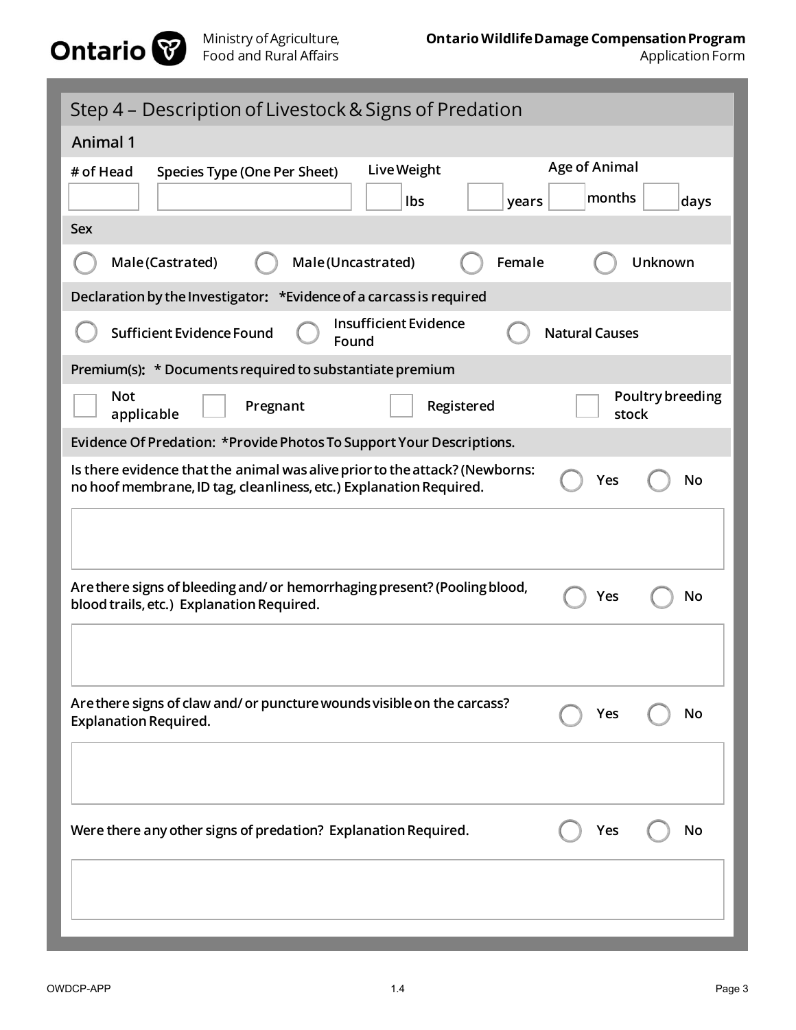## Step 4 – Description of Livestock & Signs of Predation

### Animal 1

| # of Head | Species Type (One Per Sheet) | Live Weight | Age of Animal | | |
|---|---|---|---|---|---|
| | | lbs | years | months | days |

**Sex**

- ◯ Male (Castrated)
- ◯ Male (Uncastrated)
- ◯ Female
- ◯ Unknown

**Declaration by the Investigator:** *Evidence of a carcass is required

- ◯ Sufficient Evidence Found
- ◯ Insufficient Evidence Found
- ◯ Natural Causes

**Premium(s):** * Documents required to substantiate premium

- ☐ Not applicable
- ☐ Pregnant
- ☐ Registered
- ☐ Poultry breeding stock

**Evidence Of Predation:** *Provide Photos To Support Your Descriptions.

Is there evidence that the animal was alive prior to the attack? (Newborns: no hoof membrane, ID tag, cleanliness, etc.) Explanation Required. ◯ Yes ◯ No

Are there signs of bleeding and/ or hemorrhaging present? (Pooling blood, blood trails, etc.) Explanation Required. ◯ Yes ◯ No

Are there signs of claw and/ or puncture wounds visible on the carcass? Explanation Required. ◯ Yes ◯ No

Were there any other signs of predation? Explanation Required. ◯ Yes ◯ No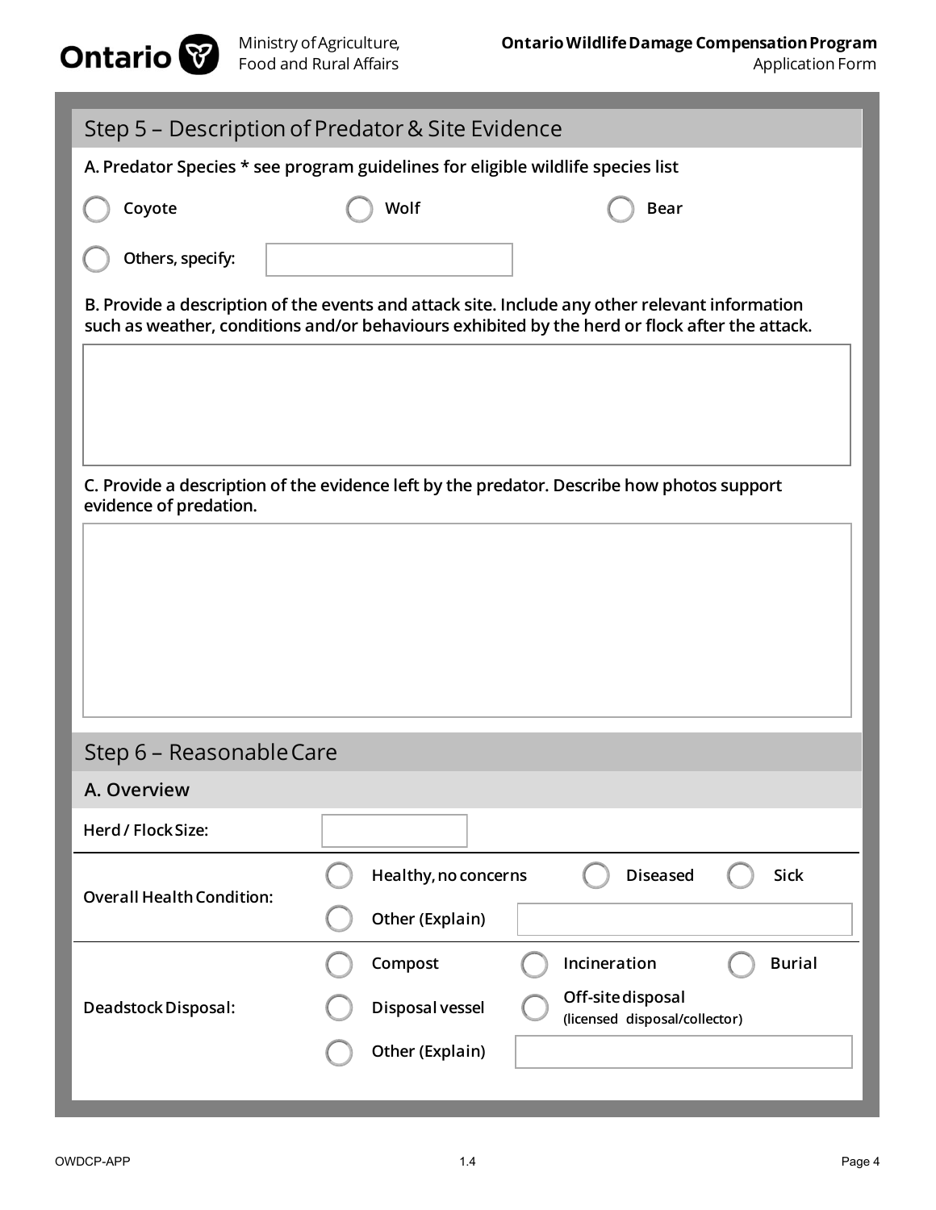## Step 5 – Description of Predator & Site Evidence

**A. Predator Species * see program guidelines for eligible wildlife species list**

- ◯ Coyote
- ◯ Wolf
- ◯ Bear
- ◯ Others, specify: ____________

**B. Provide a description of the events and attack site. Include any other relevant information such as weather, conditions and/or behaviours exhibited by the herd or flock after the attack.**

____________

**C. Provide a description of the evidence left by the predator. Describe how photos support evidence of predation.**

____________

## Step 6 – Reasonable Care

### A. Overview

| | |
|---|---|
| Herd / Flock Size: | ____________ |
| Overall Health Condition: | ◯ Healthy, no concerns ◯ Diseased ◯ Sick<br>◯ Other (Explain) ____________ |
| Deadstock Disposal: | ◯ Compost ◯ Incineration ◯ Burial<br>◯ Disposal vessel ◯ Off-site disposal (licensed disposal/collector)<br>◯ Other (Explain) ____________ |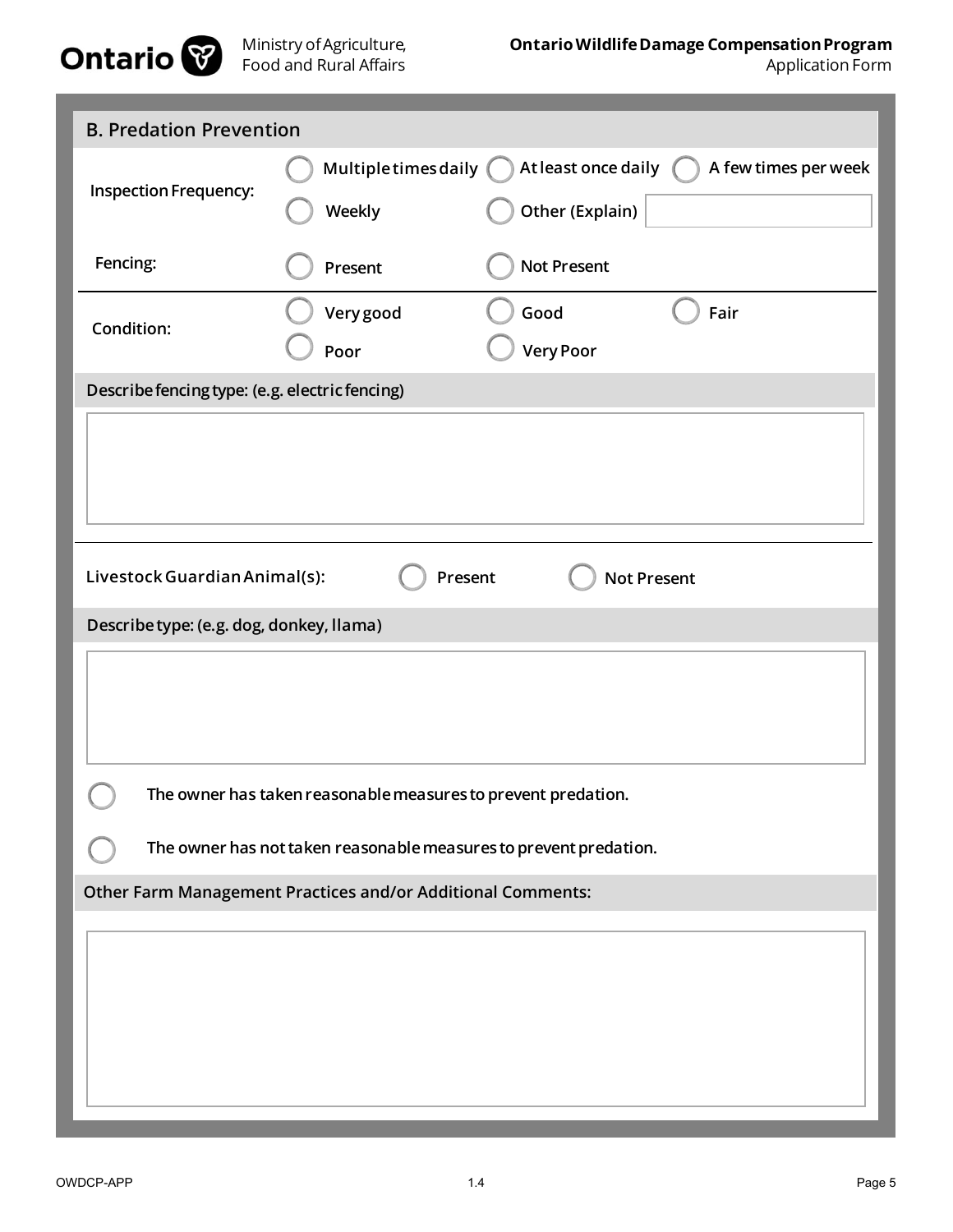## B. Predation Prevention

**Inspection Frequency:**

- ◯ Multiple times daily
- ◯ At least once daily
- ◯ A few times per week
- ◯ Weekly
- ◯ Other (Explain) ______

**Fencing:**

- ◯ Present
- ◯ Not Present

**Condition:**

- ◯ Very good
- ◯ Good
- ◯ Fair
- ◯ Poor
- ◯ Very Poor

**Describe fencing type: (e.g. electric fencing)**

______

**Livestock Guardian Animal(s):**

- ◯ Present
- ◯ Not Present

**Describe type: (e.g. dog, donkey, llama)**

______

- ◯ The owner has taken reasonable measures to prevent predation.
- ◯ The owner has not taken reasonable measures to prevent predation.

**Other Farm Management Practices and/or Additional Comments:**

______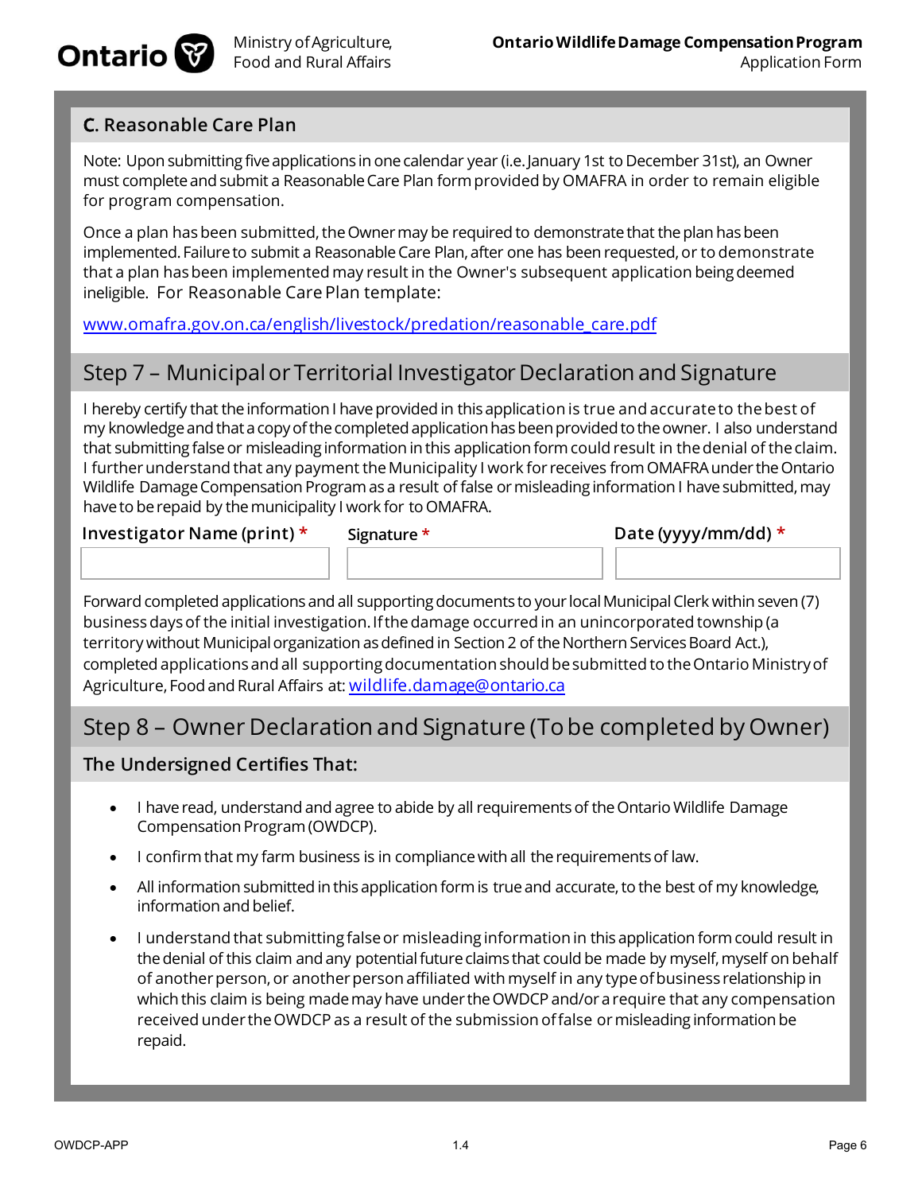## C. Reasonable Care Plan

Note: Upon submitting five applications in one calendar year (i.e. January 1st to December 31st), an Owner must complete and submit a Reasonable Care Plan form provided by OMAFRA in order to remain eligible for program compensation.

Once a plan has been submitted, the Owner may be required to demonstrate that the plan has been implemented. Failure to submit a Reasonable Care Plan, after one has been requested, or to demonstrate that a plan has been implemented may result in the Owner's subsequent application being deemed ineligible. For Reasonable Care Plan template:

[www.omafra.gov.on.ca/english/livestock/predation/reasonable_care.pdf](http://www.omafra.gov.on.ca/english/livestock/predation/reasonable_care.pdf)

## Step 7 – Municipal or Territorial Investigator Declaration and Signature

I hereby certify that the information I have provided in this application is true and accurate to the best of my knowledge and that a copy of the completed application has been provided to the owner. I also understand that submitting false or misleading information in this application form could result in the denial of the claim. I further understand that any payment the Municipality I work for receives from OMAFRA under the Ontario Wildlife Damage Compensation Program as a result of false or misleading information I have submitted, may have to be repaid by the municipality I work for to OMAFRA.

| Investigator Name (print) * | Signature * | Date (yyyy/mm/dd) * |
|---|---|---|
| | | |

Forward completed applications and all supporting documents to your local Municipal Clerk within seven (7) business days of the initial investigation. If the damage occurred in an unincorporated township (a territory without Municipal organization as defined in Section 2 of the Northern Services Board Act.), completed applications and all supporting documentation should be submitted to the Ontario Ministry of Agriculture, Food and Rural Affairs at: [wildlife.damage@ontario.ca](mailto:wildlife.damage@ontario.ca)

## Step 8 – Owner Declaration and Signature (To be completed by Owner)

### The Undersigned Certifies That:

- I have read, understand and agree to abide by all requirements of the Ontario Wildlife Damage Compensation Program (OWDCP).
- I confirm that my farm business is in compliance with all the requirements of law.
- All information submitted in this application form is true and accurate, to the best of my knowledge, information and belief.
- I understand that submitting false or misleading information in this application form could result in the denial of this claim and any potential future claims that could be made by myself, myself on behalf of another person, or another person affiliated with myself in any type of business relationship in which this claim is being made may have under the OWDCP and/or a require that any compensation received under the OWDCP as a result of the submission of false or misleading information be repaid.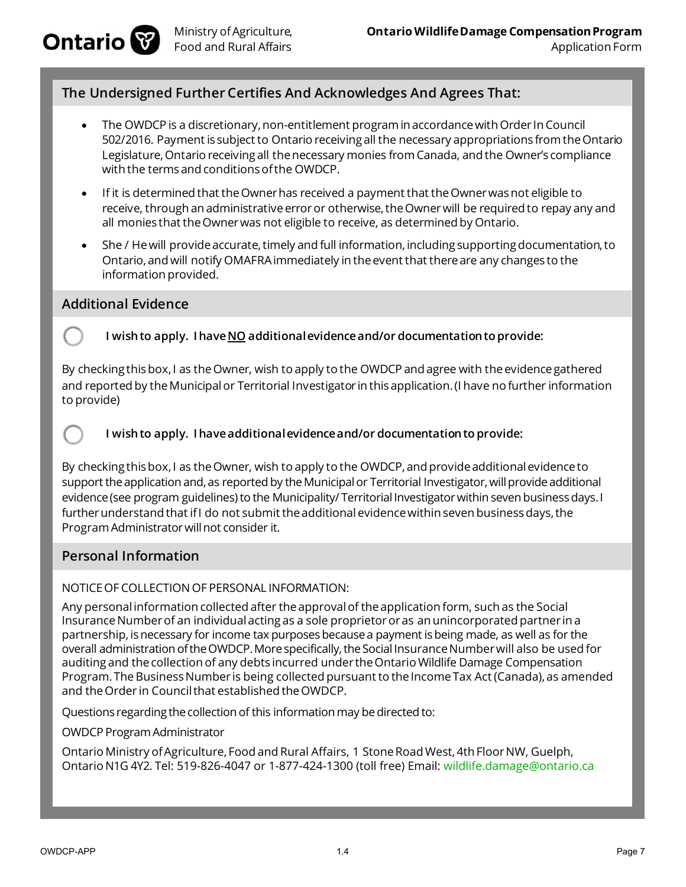## The Undersigned Further Certifies And Acknowledges And Agrees That:

- The OWDCP is a discretionary, non-entitlement program in accordance with Order In Council 502/2016. Payment is subject to Ontario receiving all the necessary appropriations from the Ontario Legislature, Ontario receiving all the necessary monies from Canada, and the Owner's compliance with the terms and conditions of the OWDCP.
- If it is determined that the Owner has received a payment that the Owner was not eligible to receive, through an administrative error or otherwise, the Owner will be required to repay any and all monies that the Owner was not eligible to receive, as determined by Ontario.
- She / He will provide accurate, timely and full information, including supporting documentation, to Ontario, and will notify OMAFRA immediately in the event that there are any changes to the information provided.

## Additional Evidence

○ **I wish to apply. I have <u>NO</u> additional evidence and/or documentation to provide:**

By checking this box, I as the Owner, wish to apply to the OWDCP and agree with the evidence gathered and reported by the Municipal or Territorial Investigator in this application. (I have no further information to provide)

○ **I wish to apply. I have additional evidence and/or documentation to provide:**

By checking this box, I as the Owner, wish to apply to the OWDCP, and provide additional evidence to support the application and, as reported by the Municipal or Territorial Investigator, will provide additional evidence (see program guidelines) to the Municipality/ Territorial Investigator within seven business days. I further understand that if I do not submit the additional evidence within seven business days, the Program Administrator will not consider it.

## Personal Information

NOTICE OF COLLECTION OF PERSONAL INFORMATION:

Any personal information collected after the approval of the application form, such as the Social Insurance Number of an individual acting as a sole proprietor or as an unincorporated partner in a partnership, is necessary for income tax purposes because a payment is being made, as well as for the overall administration of the OWDCP. More specifically, the Social Insurance Number will also be used for auditing and the collection of any debts incurred under the Ontario Wildlife Damage Compensation Program. The Business Number is being collected pursuant to the Income Tax Act (Canada), as amended and the Order in Council that established the OWDCP.

Questions regarding the collection of this information may be directed to:

OWDCP Program Administrator

Ontario Ministry of Agriculture, Food and Rural Affairs, 1 Stone Road West, 4th Floor NW, Guelph, Ontario N1G 4Y2. Tel: 519-826-4047 or 1-877-424-1300 (toll free) Email: wildlife.damage@ontario.ca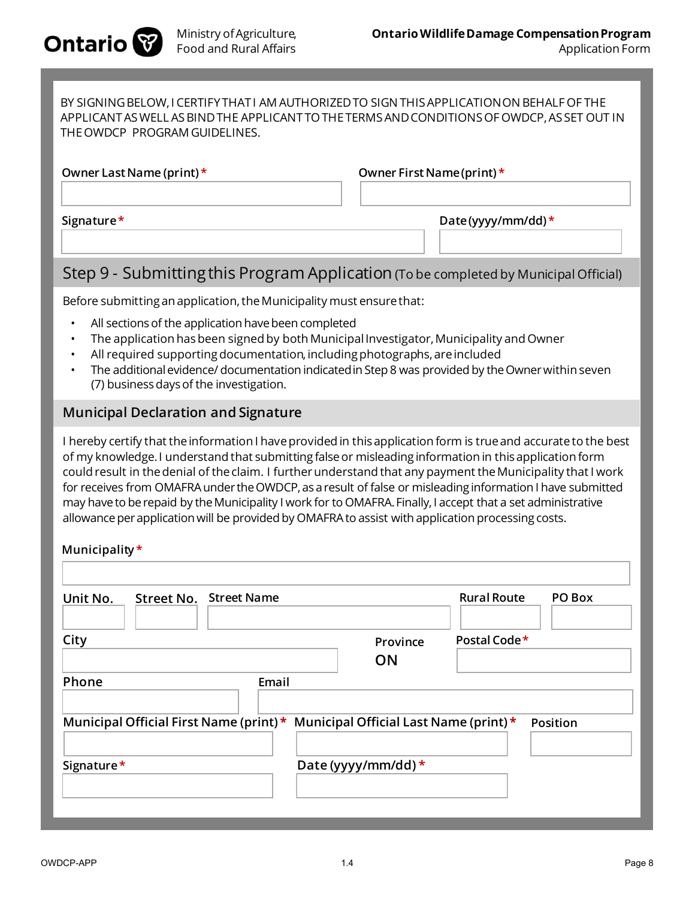BY SIGNING BELOW, I CERTIFY THAT I AM AUTHORIZED TO SIGN THIS APPLICATION ON BEHALF OF THE APPLICANT AS WELL AS BIND THE APPLICANT TO THE TERMS AND CONDITIONS OF OWDCP, AS SET OUT IN THE OWDCP PROGRAM GUIDELINES.

Owner Last Name (print) *

Owner First Name (print) *

Signature *

Date (yyyy/mm/dd) *

## Step 9 - Submitting this Program Application (To be completed by Municipal Official)

Before submitting an application, the Municipality must ensure that:

- All sections of the application have been completed
- The application has been signed by both Municipal Investigator, Municipality and Owner
- All required supporting documentation, including photographs, are included
- The additional evidence/ documentation indicated in Step 8 was provided by the Owner within seven (7) business days of the investigation.

### Municipal Declaration and Signature

I hereby certify that the information I have provided in this application form is true and accurate to the best of my knowledge. I understand that submitting false or misleading information in this application form could result in the denial of the claim. I further understand that any payment the Municipality that I work for receives from OMAFRA under the OWDCP, as a result of false or misleading information I have submitted may have to be repaid by the Municipality I work for to OMAFRA. Finally, I accept that a set administrative allowance per application will be provided by OMAFRA to assist with application processing costs.

Municipality *

Unit No.

Street No.

Street Name

Rural Route

PO Box

City

Province
ON

Postal Code *

Phone

Email

Municipal Official First Name (print) *

Municipal Official Last Name (print) *

Position

Signature *

Date (yyyy/mm/dd) *